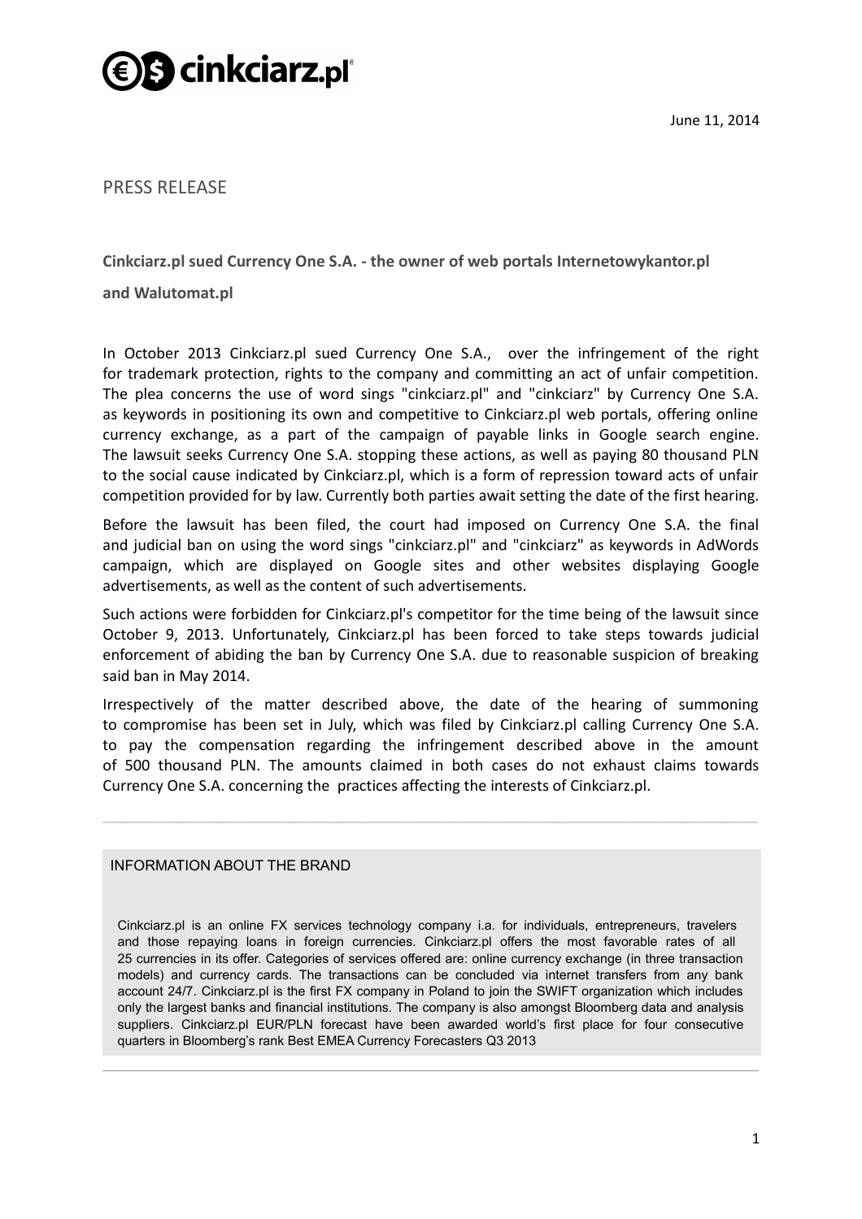# cinkciarz.pl

June 11, 2014

PRESS RELEASE

**Cinkciarz.pl sued Currency One S.A. - the owner of web portals Internetowykantor.pl**

**and Walutomat.pl**

In October 2013 Cinkciarz.pl sued Currency One S.A., over the infringement of the right for trademark protection, rights to the company and committing an act of unfair competition. The plea concerns the use of word sings "cinkciarz.pl" and "cinkciarz" by Currency One S.A. as keywords in positioning its own and competitive to Cinkciarz.pl web portals, offering online currency exchange, as a part of the campaign of payable links in Google search engine. The lawsuit seeks Currency One S.A. stopping these actions, as well as paying 80 thousand PLN to the social cause indicated by Cinkciarz.pl, which is a form of repression toward acts of unfair competition provided for by law. Currently both parties await setting the date of the first hearing.

Before the lawsuit has been filed, the court had imposed on Currency One S.A. the final and judicial ban on using the word sings "cinkciarz.pl" and "cinkciarz" as keywords in AdWords campaign, which are displayed on Google sites and other websites displaying Google advertisements, as well as the content of such advertisements.

Such actions were forbidden for Cinkciarz.pl's competitor for the time being of the lawsuit since October 9, 2013. Unfortunately, Cinkciarz.pl has been forced to take steps towards judicial enforcement of abiding the ban by Currency One S.A. due to reasonable suspicion of breaking said ban in May 2014.

Irrespectively of the matter described above, the date of the hearing of summoning to compromise has been set in July, which was filed by Cinkciarz.pl calling Currency One S.A. to pay the compensation regarding the infringement described above in the amount of 500 thousand PLN. The amounts claimed in both cases do not exhaust claims towards Currency One S.A. concerning the practices affecting the interests of Cinkciarz.pl.

---

INFORMATION ABOUT THE BRAND

Cinkciarz.pl is an online FX services technology company i.a. for individuals, entrepreneurs, travelers and those repaying loans in foreign currencies. Cinkciarz.pl offers the most favorable rates of all 25 currencies in its offer. Categories of services offered are: online currency exchange (in three transaction models) and currency cards. The transactions can be concluded via internet transfers from any bank account 24/7. Cinkciarz.pl is the first FX company in Poland to join the SWIFT organization which includes only the largest banks and financial institutions. The company is also amongst Bloomberg data and analysis suppliers. Cinkciarz.pl EUR/PLN forecast have been awarded world's first place for four consecutive quarters in Bloomberg's rank Best EMEA Currency Forecasters Q3 2013

---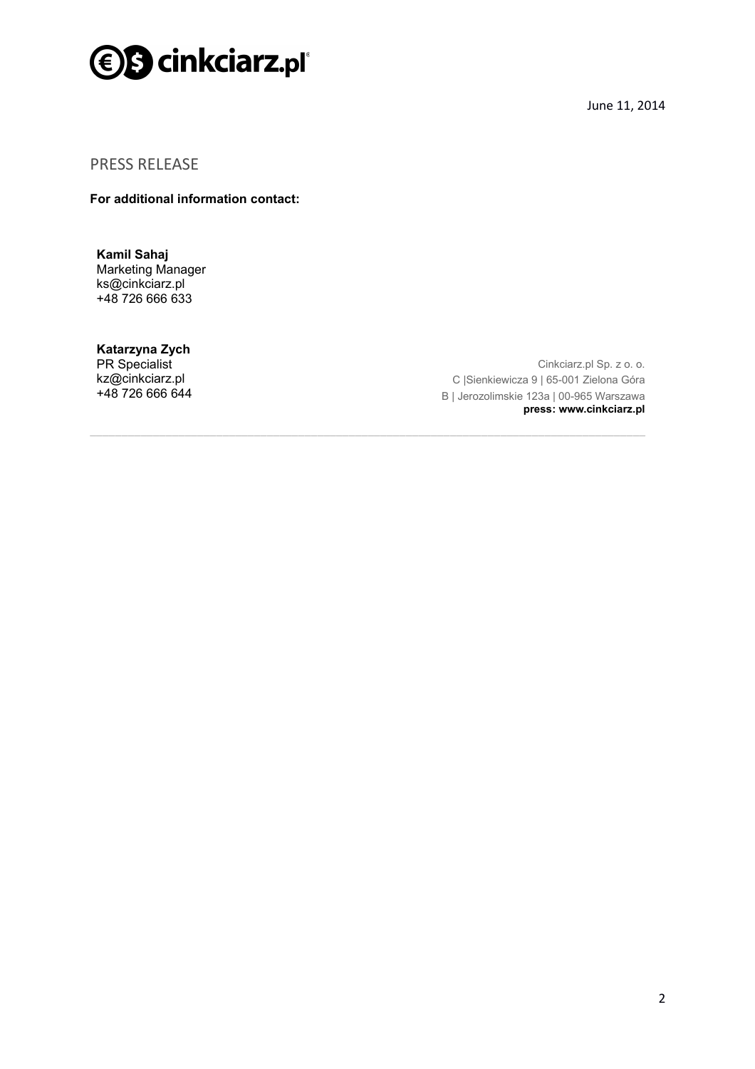June 11, 2014

## PRESS RELEASE

**For additional information contact:**

**Kamil Sahaj**
Marketing Manager
ks@cinkciarz.pl
+48 726 666 633

**Katarzyna Zych**
PR Specialist
kz@cinkciarz.pl
+48 726 666 644

Cinkciarz.pl Sp. z o. o.
C |Sienkiewicza 9 | 65-001 Zielona Góra
B | Jerozolimskie 123a | 00-965 Warszawa
**press: www.cinkciarz.pl**